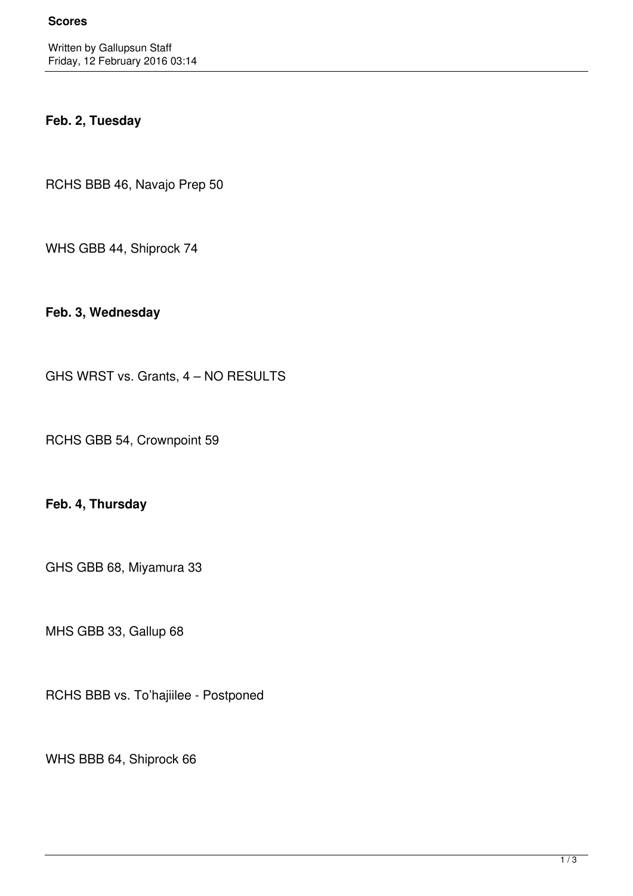**Scores**

Written by Gallupsun Staff
Friday, 12 February 2016 03:14

**Feb. 2, Tuesday**

RCHS BBB 46, Navajo Prep 50

WHS GBB 44, Shiprock 74

**Feb. 3, Wednesday**

GHS WRST vs. Grants, 4 – NO RESULTS

RCHS GBB 54, Crownpoint 59

**Feb. 4, Thursday**

GHS GBB 68, Miyamura 33

MHS GBB 33, Gallup 68

RCHS BBB vs. To'hajiilee - Postponed

WHS BBB 64, Shiprock 66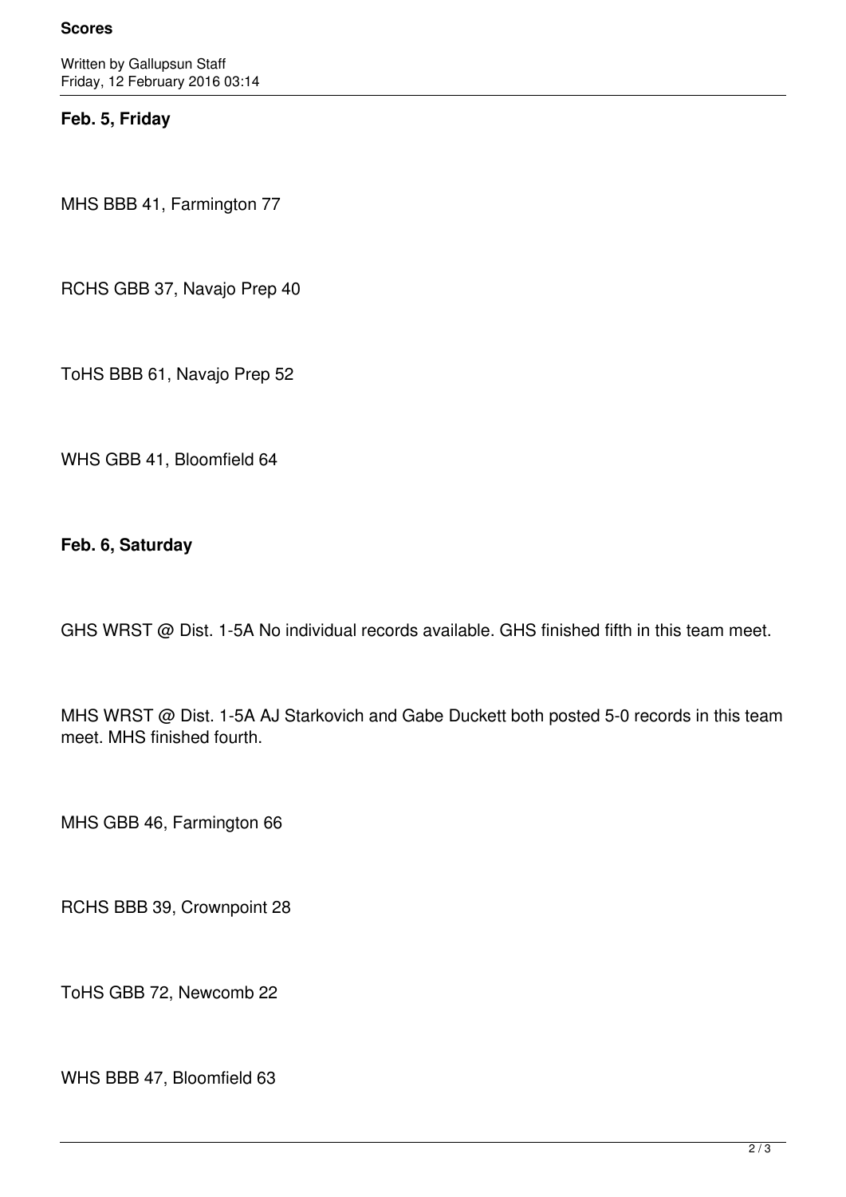**Feb. 5, Friday**

MHS BBB 41, Farmington 77

RCHS GBB 37, Navajo Prep 40

ToHS BBB 61, Navajo Prep 52

WHS GBB 41, Bloomfield 64

**Feb. 6, Saturday**

GHS WRST @ Dist. 1-5A No individual records available. GHS finished fifth in this team meet.

MHS WRST @ Dist. 1-5A AJ Starkovich and Gabe Duckett both posted 5-0 records in this team meet. MHS finished fourth.

MHS GBB 46, Farmington 66

RCHS BBB 39, Crownpoint 28

ToHS GBB 72, Newcomb 22

WHS BBB 47, Bloomfield 63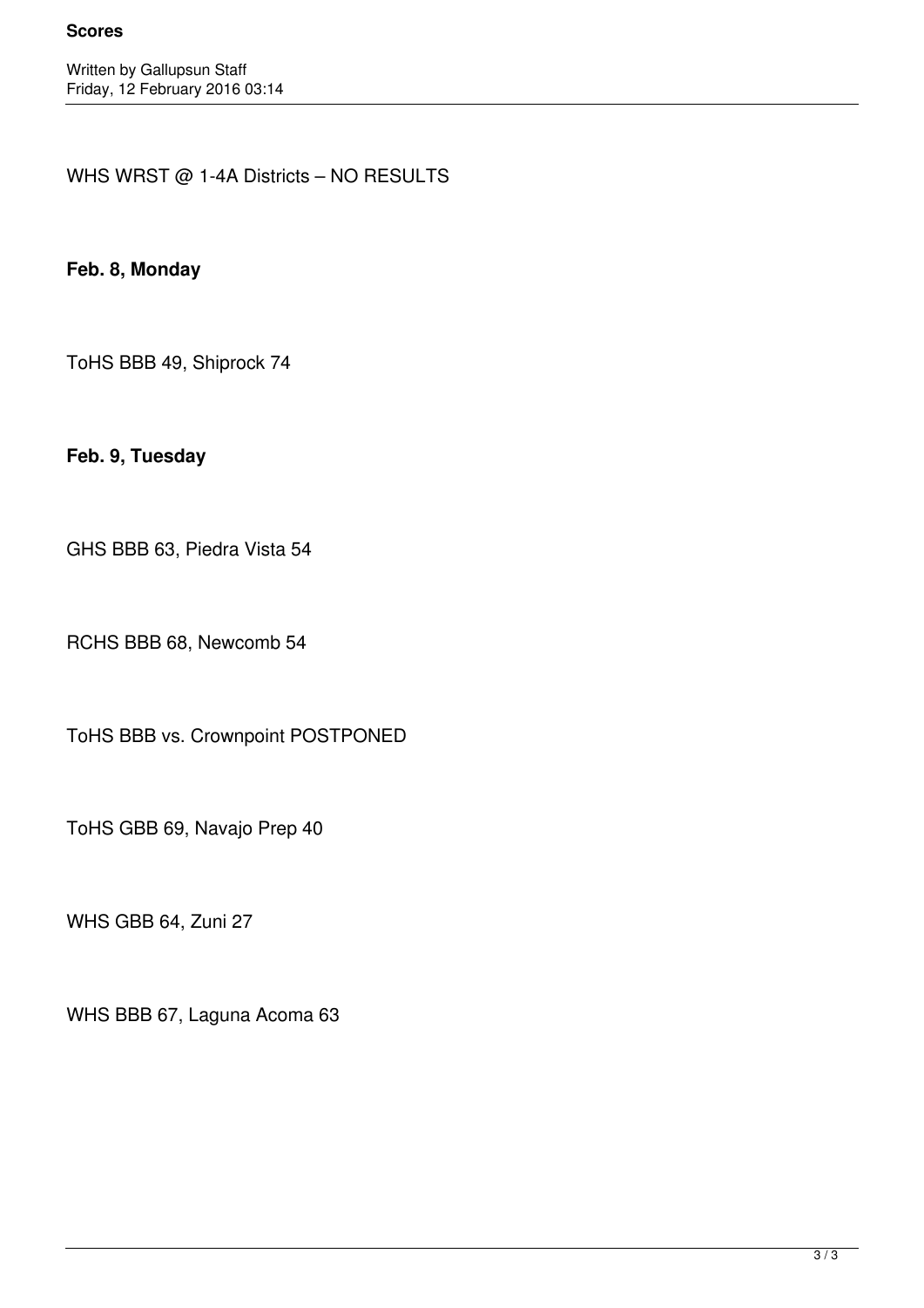WHS WRST @ 1-4A Districts – NO RESULTS

**Feb. 8, Monday**

ToHS BBB 49, Shiprock 74

**Feb. 9, Tuesday**

GHS BBB 63, Piedra Vista 54

RCHS BBB 68, Newcomb 54

ToHS BBB vs. Crownpoint POSTPONED

ToHS GBB 69, Navajo Prep 40

WHS GBB 64, Zuni 27

WHS BBB 67, Laguna Acoma 63